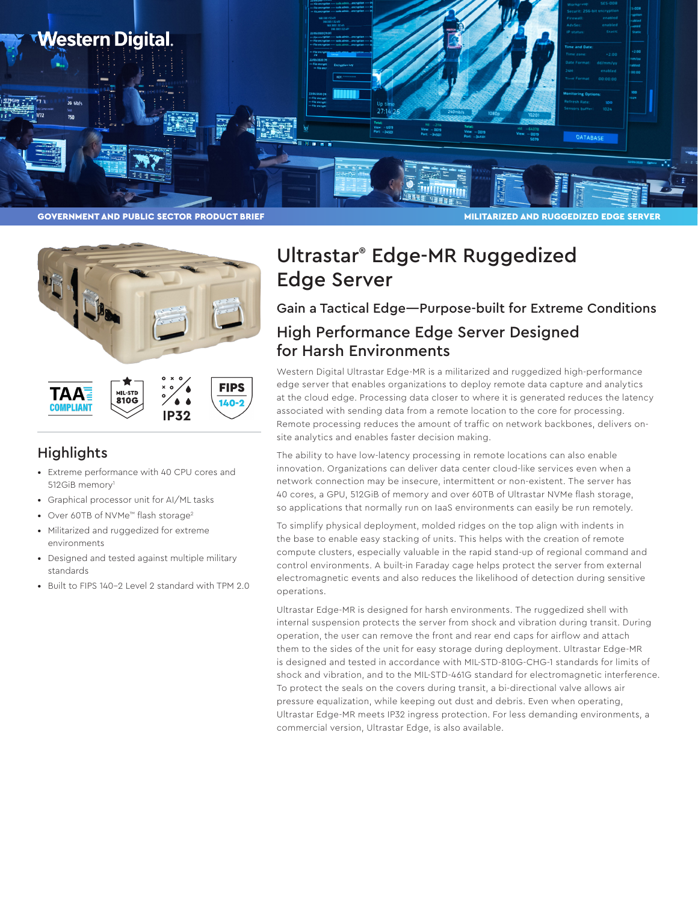GOVERNMENT AND PUBLIC SECTOR PRODUCT BRIEF

MILITARIZED AND RUGGEDIZED EDGE SERVER

# Ultrastar® Edge-MR Ruggedized Edge Server

### Gain a Tactical Edge—Purpose-built for Extreme Conditions

## High Performance Edge Server Designed for Harsh Environments

Western Digital Ultrastar Edge-MR is a militarized and ruggedized high-performance edge server that enables organizations to deploy remote data capture and analytics at the cloud edge. Processing data closer to where it is generated reduces the latency associated with sending data from a remote location to the core for processing. Remote processing reduces the amount of traffic on network backbones, delivers on-site analytics and enables faster decision making.

The ability to have low-latency processing in remote locations can also enable innovation. Organizations can deliver data center cloud-like services even when a network connection may be insecure, intermittent or non-existent. The server has 40 cores, a GPU, 512GiB of memory and over 60TB of Ultrastar NVMe flash storage, so applications that normally run on IaaS environments can easily be run remotely.

To simplify physical deployment, molded ridges on the top align with indents in the base to enable easy stacking of units. This helps with the creation of remote compute clusters, especially valuable in the rapid stand-up of regional command and control environments. A built-in Faraday cage helps protect the server from external electromagnetic events and also reduces the likelihood of detection during sensitive operations.

Ultrastar Edge-MR is designed for harsh environments. The ruggedized shell with internal suspension protects the server from shock and vibration during transit. During operation, the user can remove the front and rear end caps for airflow and attach them to the sides of the unit for easy storage during deployment. Ultrastar Edge-MR is designed and tested in accordance with MIL-STD-810G-CHG-1 standards for limits of shock and vibration, and to the MIL-STD-461G standard for electromagnetic interference. To protect the seals on the covers during transit, a bi-directional valve allows air pressure equalization, while keeping out dust and debris. Even when operating, Ultrastar Edge-MR meets IP32 ingress protection. For less demanding environments, a commercial version, Ultrastar Edge, is also available.

TAA COMPLIANT | MIL-STD 810G | IP32 | FIPS 140-2

## Highlights

- Extreme performance with 40 CPU cores and 512GiB memory[1]
- Graphical processor unit for AI/ML tasks
- Over 60TB of NVMe™ flash storage[2]
- Militarized and ruggedized for extreme environments
- Designed and tested against multiple military standards
- Built to FIPS 140-2 Level 2 standard with TPM 2.0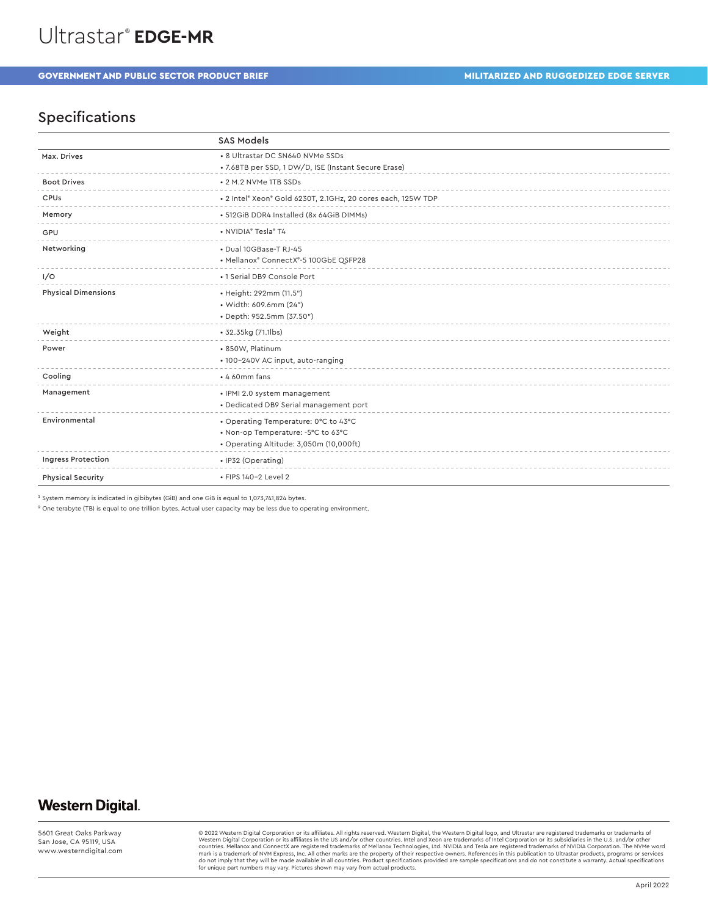# Ultrastar® EDGE-MR

**GOVERNMENT AND PUBLIC SECTOR PRODUCT BRIEF** | **MILITARIZED AND RUGGEDIZED EDGE SERVER**

## Specifications

| | SAS Models |
|---|---|
| Max. Drives | • 8 Ultrastar DC SN640 NVMe SSDs<br>• 7.68TB per SSD, 1 DW/D, ISE (Instant Secure Erase) |
| Boot Drives | • 2 M.2 NVMe 1TB SSDs |
| CPUs | • 2 Intel® Xeon® Gold 6230T, 2.1GHz, 20 cores each, 125W TDP |
| Memory | • 512GiB DDR4 Installed (8x 64GiB DIMMs) |
| GPU | • NVIDIA® Tesla® T4 |
| Networking | • Dual 10GBase-T RJ-45<br>• Mellanox® ConnectX®-5 100GbE QSFP28 |
| I/O | • 1 Serial DB9 Console Port |
| Physical Dimensions | • Height: 292mm (11.5")<br>• Width: 609.6mm (24")<br>• Depth: 952.5mm (37.50") |
| Weight | • 32.35kg (71.1lbs) |
| Power | • 850W, Platinum<br>• 100–240V AC input, auto-ranging |
| Cooling | • 4 60mm fans |
| Management | • IPMI 2.0 system management<br>• Dedicated DB9 Serial management port |
| Environmental | • Operating Temperature: 0°C to 43°C<br>• Non-op Temperature: -5°C to 63°C<br>• Operating Altitude: 3,050m (10,000ft) |
| Ingress Protection | • IP32 (Operating) |
| Physical Security | • FIPS 140-2 Level 2 |

[1] System memory is indicated in gibibytes (GiB) and one GiB is equal to 1,073,741,824 bytes.

[2] One terabyte (TB) is equal to one trillion bytes. Actual user capacity may be less due to operating environment.

**Western Digital.**

5601 Great Oaks Parkway
San Jose, CA 95119, USA
www.westerndigital.com

© 2022 Western Digital Corporation or its affiliates. All rights reserved. Western Digital, the Western Digital logo, and Ultrastar are registered trademarks or trademarks of Western Digital Corporation or its affiliates in the US and/or other countries. Intel and Xeon are trademarks of Intel Corporation or its subsidiaries in the U.S. and/or other countries. Mellanox and ConnectX are registered trademarks of Mellanox Technologies, Ltd. NVIDIA and Tesla are registered trademarks of NVIDIA Corporation. The NVMe word mark is a trademark of NVM Express, Inc. All other marks are the property of their respective owners. References in this publication to Ultrastar products, programs or services do not imply that they will be made available in all countries. Product specifications provided are sample specifications and do not constitute a warranty. Actual specifications for unique part numbers may vary. Pictures shown may vary from actual products.

April 2022